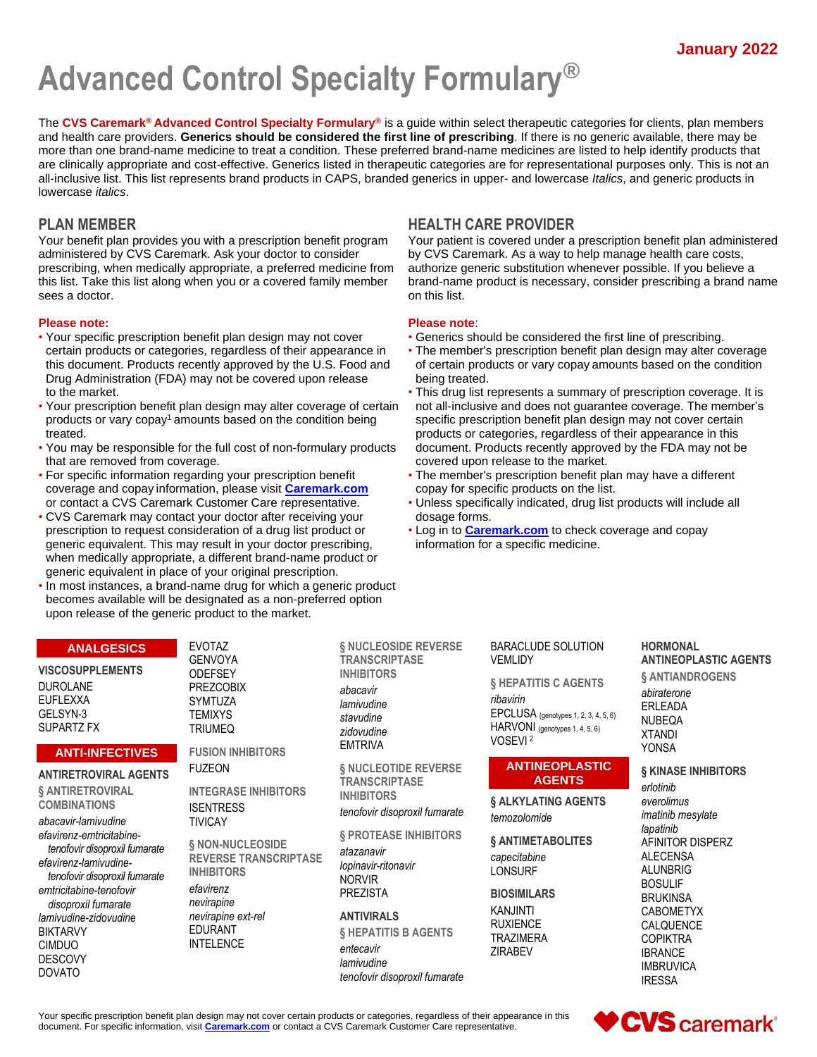January 2022

# Advanced Control Specialty Formulary®

The **CVS Caremark® Advanced Control Specialty Formulary®** is a guide within select therapeutic categories for clients, plan members and health care providers. **Generics should be considered the first line of prescribing**. If there is no generic available, there may be more than one brand-name medicine to treat a condition. These preferred brand-name medicines are listed to help identify products that are clinically appropriate and cost-effective. Generics listed in therapeutic categories are for representational purposes only. This is not an all-inclusive list. This list represents brand products in CAPS, branded generics in upper- and lowercase *Italics*, and generic products in lowercase *italics*.

## PLAN MEMBER

Your benefit plan provides you with a prescription benefit program administered by CVS Caremark. Ask your doctor to consider prescribing, when medically appropriate, a preferred medicine from this list. Take this list along when you or a covered family member sees a doctor.

**Please note:**

- Your specific prescription benefit plan design may not cover certain products or categories, regardless of their appearance in this document. Products recently approved by the U.S. Food and Drug Administration (FDA) may not be covered upon release to the market.
- Your prescription benefit plan design may alter coverage of certain products or vary copay[1] amounts based on the condition being treated.
- You may be responsible for the full cost of non-formulary products that are removed from coverage.
- For specific information regarding your prescription benefit coverage and copay information, please visit **Caremark.com** or contact a CVS Caremark Customer Care representative.
- CVS Caremark may contact your doctor after receiving your prescription to request consideration of a drug list product or generic equivalent. This may result in your doctor prescribing, when medically appropriate, a different brand-name product or generic equivalent in place of your original prescription.
- In most instances, a brand-name drug for which a generic product becomes available will be designated as a non-preferred option upon release of the generic product to the market.

## HEALTH CARE PROVIDER

Your patient is covered under a prescription benefit plan administered by CVS Caremark. As a way to help manage health care costs, authorize generic substitution whenever possible. If you believe a brand-name product is necessary, consider prescribing a brand name on this list.

**Please note**:

- Generics should be considered the first line of prescribing.
- The member's prescription benefit plan design may alter coverage of certain products or vary copay amounts based on the condition being treated.
- This drug list represents a summary of prescription coverage. It is not all-inclusive and does not guarantee coverage. The member's specific prescription benefit plan design may not cover certain products or categories, regardless of their appearance in this document. Products recently approved by the FDA may not be covered upon release to the market.
- The member's prescription benefit plan may have a different copay for specific products on the list.
- Unless specifically indicated, drug list products will include all dosage forms.
- Log in to **Caremark.com** to check coverage and copay information for a specific medicine.

## ANALGESICS

### VISCOSUPPLEMENTS

DUROLANE
EUFLEXXA
GELSYN-3
SUPARTZ FX

## ANTI-INFECTIVES

### ANTIRETROVIRAL AGENTS

#### § ANTIRETROVIRAL COMBINATIONS

*abacavir-lamivudine*
*efavirenz-emtricitabine-tenofovir disoproxil fumarate*
*efavirenz-lamivudine-tenofovir disoproxil fumarate*
*emtricitabine-tenofovir disoproxil fumarate*
*lamivudine-zidovudine*
BIKTARVY
CIMDUO
DESCOVY
DOVATO
EVOTAZ
GENVOYA
ODEFSEY
PREZCOBIX
SYMTUZA
TEMIXYS
TRIUMEQ

#### FUSION INHIBITORS

FUZEON

#### INTEGRASE INHIBITORS

ISENTRESS
TIVICAY

#### § NON-NUCLEOSIDE REVERSE TRANSCRIPTASE INHIBITORS

*efavirenz*
*nevirapine*
*nevirapine ext-rel*
EDURANT
INTELENCE

#### § NUCLEOSIDE REVERSE TRANSCRIPTASE INHIBITORS

*abacavir*
*lamivudine*
*stavudine*
*zidovudine*
EMTRIVA

#### § NUCLEOTIDE REVERSE TRANSCRIPTASE INHIBITORS

*tenofovir disoproxil fumarate*

#### § PROTEASE INHIBITORS

*atazanavir*
*lopinavir-ritonavir*
NORVIR
PREZISTA

### ANTIVIRALS

#### § HEPATITIS B AGENTS

*entecavir*
*lamivudine*
*tenofovir disoproxil fumarate*
BARACLUDE SOLUTION
VEMLIDY

#### § HEPATITIS C AGENTS

*ribavirin*
EPCLUSA (genotypes 1, 2, 3, 4, 5, 6)
HARVONI (genotypes 1, 4, 5, 6)
VOSEVI[2]

## ANTINEOPLASTIC AGENTS

### § ALKYLATING AGENTS

*temozolomide*

### § ANTIMETABOLITES

*capecitabine*
LONSURF

### BIOSIMILARS

KANJINTI
RUXIENCE
TRAZIMERA
ZIRABEV

### HORMONAL ANTINEOPLASTIC AGENTS

#### § ANTIANDROGENS

*abiraterone*
ERLEADA
NUBEQA
XTANDI
YONSA

### § KINASE INHIBITORS

*erlotinib*
*everolimus*
*imatinib mesylate*
*lapatinib*
AFINITOR DISPERZ
ALECENSA
ALUNBRIG
BOSULIF
BRUKINSA
CABOMETYX
CALQUENCE
COPIKTRA
IBRANCE
IMBRUVICA
IRESSA

Your specific prescription benefit plan design may not cover certain products or categories, regardless of their appearance in this document. For specific information, visit **Caremark.com** or contact a CVS Caremark Customer Care representative.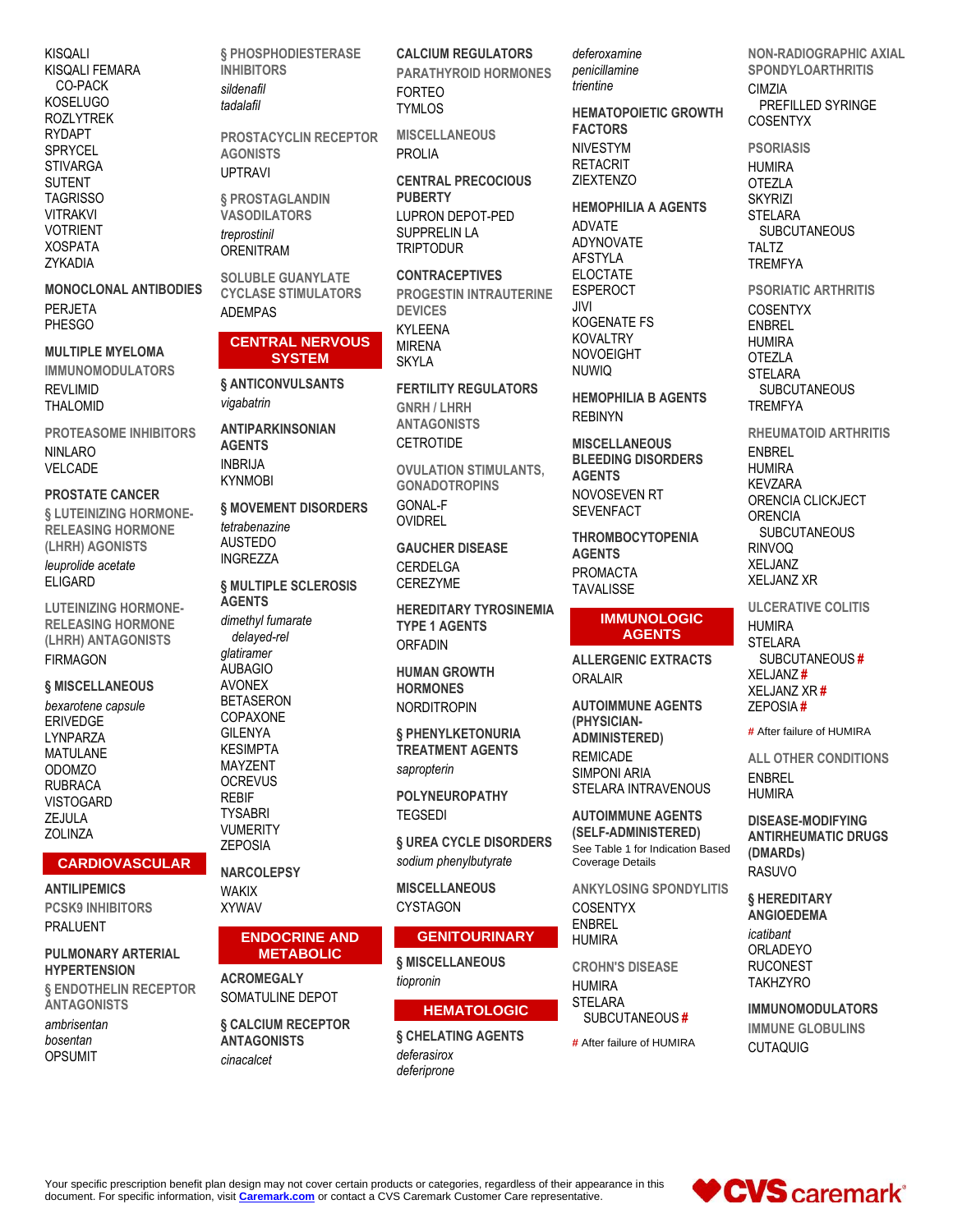KISQALI
KISQALI FEMARA CO-PACK
KOSELUGO
ROZLYTREK
RYDAPT
SPRYCEL
STIVARGA
SUTENT
TAGRISSO
VITRAKVI
VOTRIENT
XOSPATA
ZYKADIA

### MONOCLONAL ANTIBODIES

PERJETA
PHESGO

### MULTIPLE MYELOMA

#### IMMUNOMODULATORS

REVLIMID
THALOMID

#### PROTEASOME INHIBITORS

NINLARO
VELCADE

### PROSTATE CANCER

#### § LUTEINIZING HORMONE-RELEASING HORMONE (LHRH) AGONISTS

*leuprolide acetate*
ELIGARD

#### LUTEINIZING HORMONE-RELEASING HORMONE (LHRH) ANTAGONISTS

FIRMAGON

### § MISCELLANEOUS

*bexarotene capsule*
ERIVEDGE
LYNPARZA
MATULANE
ODOMZO
RUBRACA
VISTOGARD
ZEJULA
ZOLINZA

## CARDIOVASCULAR

### ANTILIPEMICS

#### PCSK9 INHIBITORS

PRALUENT

### PULMONARY ARTERIAL HYPERTENSION

#### § ENDOTHELIN RECEPTOR ANTAGONISTS

*ambrisentan*
*bosentan*
OPSUMIT

#### § PHOSPHODIESTERASE INHIBITORS

*sildenafil*
*tadalafil*

#### PROSTACYCLIN RECEPTOR AGONISTS

UPTRAVI

#### § PROSTAGLANDIN VASODILATORS

*treprostinil*
ORENITRAM

#### SOLUBLE GUANYLATE CYCLASE STIMULATORS

ADEMPAS

## CENTRAL NERVOUS SYSTEM

### § ANTICONVULSANTS

*vigabatrin*

### ANTIPARKINSONIAN AGENTS

INBRIJA
KYNMOBI

### § MOVEMENT DISORDERS

*tetrabenazine*
AUSTEDO
INGREZZA

### § MULTIPLE SCLEROSIS AGENTS

*dimethyl fumarate delayed-rel*
*glatiramer*
AUBAGIO
AVONEX
BETASERON
COPAXONE
GILENYA
KESIMPTA
MAYZENT
OCREVUS
REBIF
TYSABRI
VUMERITY
ZEPOSIA

### NARCOLEPSY

WAKIX
XYWAV

## ENDOCRINE AND METABOLIC

### ACROMEGALY

SOMATULINE DEPOT

### § CALCIUM RECEPTOR ANTAGONISTS

*cinacalcet*

### CALCIUM REGULATORS

#### PARATHYROID HORMONES

FORTEO
TYMLOS

#### MISCELLANEOUS

PROLIA

### CENTRAL PRECOCIOUS PUBERTY

LUPRON DEPOT-PED
SUPPRELIN LA
TRIPTODUR

### CONTRACEPTIVES

#### PROGESTIN INTRAUTERINE DEVICES

KYLEENA
MIRENA
SKYLA

### FERTILITY REGULATORS

#### GNRH / LHRH ANTAGONISTS

CETROTIDE

#### OVULATION STIMULANTS, GONADOTROPINS

GONAL-F
OVIDREL

### GAUCHER DISEASE

CERDELGA
CEREZYME

### HEREDITARY TYROSINEMIA TYPE 1 AGENTS

ORFADIN

### HUMAN GROWTH HORMONES

NORDITROPIN

### § PHENYLKETONURIA TREATMENT AGENTS

*sapropterin*

### POLYNEUROPATHY

TEGSEDI

### § UREA CYCLE DISORDERS

*sodium phenylbutyrate*

### MISCELLANEOUS

CYSTAGON

## GENITOURINARY

### § MISCELLANEOUS

*tiopronin*

## HEMATOLOGIC

### § CHELATING AGENTS

*deferasirox*
*deferiprone*
*deferoxamine*
*penicillamine*
*trientine*

### HEMATOPOIETIC GROWTH FACTORS

NIVESTYM
RETACRIT
ZIEXTENZO

### HEMOPHILIA A AGENTS

ADVATE
ADYNOVATE
AFSTYLA
ELOCTATE
ESPEROCT
JIVI
KOGENATE FS
KOVALTRY
NOVOEIGHT
NUWIQ

### HEMOPHILIA B AGENTS

REBINYN

### MISCELLANEOUS BLEEDING DISORDERS AGENTS

NOVOSEVEN RT
SEVENFACT

### THROMBOCYTOPENIA AGENTS

PROMACTA
TAVALISSE

## IMMUNOLOGIC AGENTS

### ALLERGENIC EXTRACTS

ORALAIR

### AUTOIMMUNE AGENTS (PHYSICIAN-ADMINISTERED)

REMICADE
SIMPONI ARIA
STELARA INTRAVENOUS

### AUTOIMMUNE AGENTS (SELF-ADMINISTERED)

See Table 1 for Indication Based Coverage Details

#### ANKYLOSING SPONDYLITIS

COSENTYX
ENBREL
HUMIRA

#### CROHN'S DISEASE

HUMIRA
STELARA SUBCUTANEOUS #

# After failure of HUMIRA

#### NON-RADIOGRAPHIC AXIAL SPONDYLOARTHRITIS

CIMZIA PREFILLED SYRINGE
COSENTYX

#### PSORIASIS

HUMIRA
OTEZLA
SKYRIZI
STELARA SUBCUTANEOUS
TALTZ
TREMFYA

#### PSORIATIC ARTHRITIS

COSENTYX
ENBREL
HUMIRA
OTEZLA
STELARA SUBCUTANEOUS
TREMFYA

#### RHEUMATOID ARTHRITIS

ENBREL
HUMIRA
KEVZARA
ORENCIA CLICKJECT
ORENCIA SUBCUTANEOUS
RINVOQ
XELJANZ
XELJANZ XR

#### ULCERATIVE COLITIS

HUMIRA
STELARA SUBCUTANEOUS #
XELJANZ #
XELJANZ XR #
ZEPOSIA #

# After failure of HUMIRA

#### ALL OTHER CONDITIONS

ENBREL
HUMIRA

### DISEASE-MODIFYING ANTIRHEUMATIC DRUGS (DMARDs)

RASUVO

### § HEREDITARY ANGIOEDEMA

*icatibant*
ORLADEYO
RUCONEST
TAKHZYRO

### IMMUNOMODULATORS

#### IMMUNE GLOBULINS

CUTAQUIG

Your specific prescription benefit plan design may not cover certain products or categories, regardless of their appearance in this document. For specific information, visit Caremark.com or contact a CVS Caremark Customer Care representative.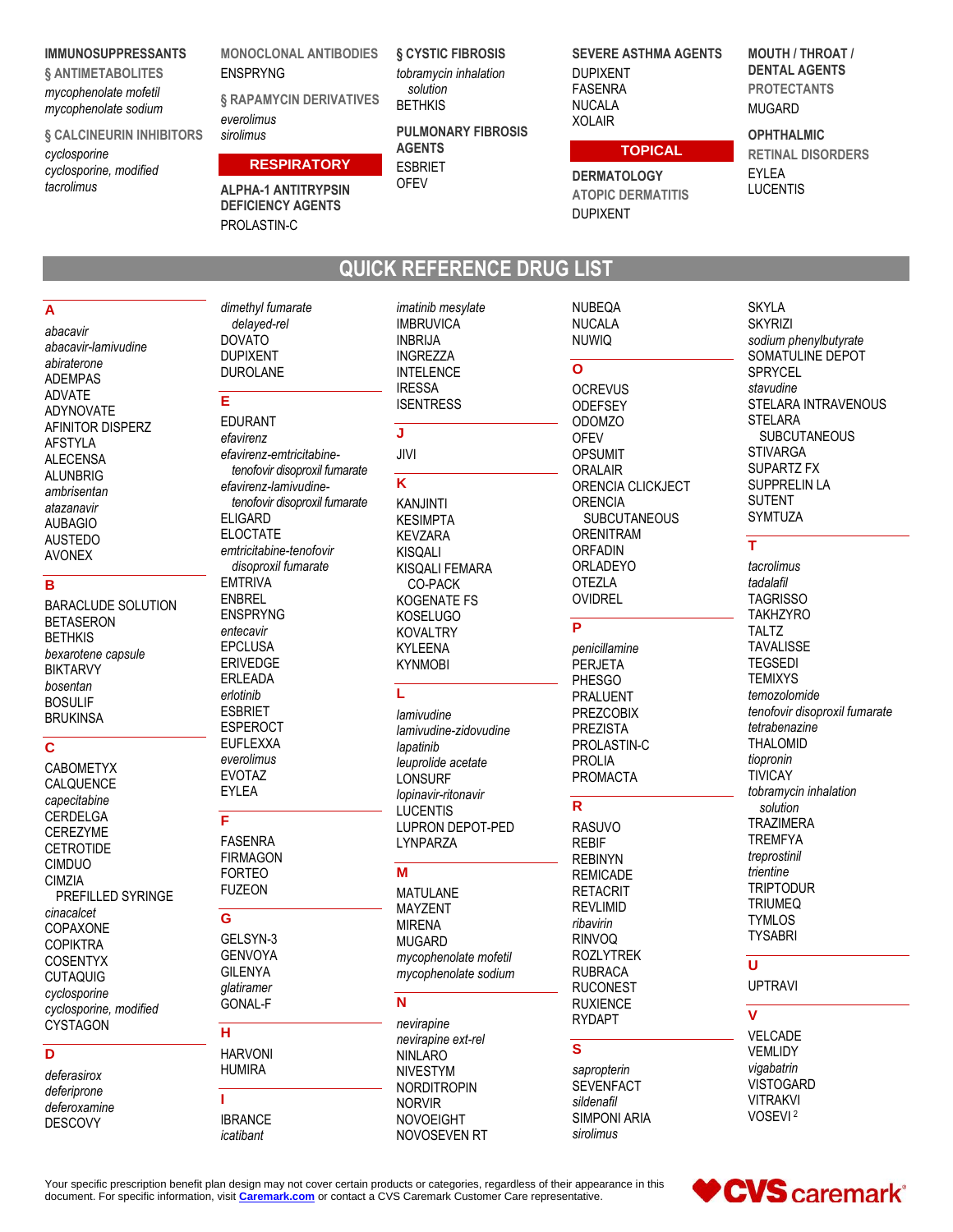**IMMUNOSUPPRESSANTS**

§ ANTIMETABOLITES

*mycophenolate mofetil*
*mycophenolate sodium*

§ CALCINEURIN INHIBITORS

*cyclosporine*
*cyclosporine, modified*
*tacrolimus*

MONOCLONAL ANTIBODIES

ENSPRYNG

§ RAPAMYCIN DERIVATIVES

*everolimus*
*sirolimus*

## RESPIRATORY

**ALPHA-1 ANTITRYPSIN DEFICIENCY AGENTS**

PROLASTIN-C

**§ CYSTIC FIBROSIS**

*tobramycin inhalation solution*
BETHKIS

**PULMONARY FIBROSIS AGENTS**

ESBRIET
OFEV

**SEVERE ASTHMA AGENTS**

DUPIXENT
FASENRA
NUCALA
XOLAIR

## TOPICAL

**DERMATOLOGY**

ATOPIC DERMATITIS

DUPIXENT

**MOUTH / THROAT / DENTAL AGENTS**

PROTECTANTS

MUGARD

**OPHTHALMIC**

RETINAL DISORDERS

EYLEA
LUCENTIS

# QUICK REFERENCE DRUG LIST

**A**

*abacavir*
*abacavir-lamivudine*
*abiraterone*
ADEMPAS
ADVATE
ADYNOVATE
AFINITOR DISPERZ
AFSTYLA
ALECENSA
ALUNBRIG
*ambrisentan*
*atazanavir*
AUBAGIO
AUSTEDO
AVONEX

**B**

BARACLUDE SOLUTION
BETASERON
BETHKIS
*bexarotene capsule*
BIKTARVY
*bosentan*
BOSULIF
BRUKINSA

**C**

CABOMETYX
CALQUENCE
*capecitabine*
CERDELGA
CEREZYME
CETROTIDE
CIMDUO
CIMZIA PREFILLED SYRINGE
*cinacalcet*
COPAXONE
COPIKTRA
COSENTYX
CUTAQUIG
*cyclosporine*
*cyclosporine, modified*
CYSTAGON

**D**

*deferasirox*
*deferiprone*
*deferoxamine*
DESCOVY
*dimethyl fumarate delayed-rel*
DOVATO
DUPIXENT
DUROLANE

**E**

EDURANT
*efavirenz*
*efavirenz-emtricitabine-tenofovir disoproxil fumarate*
*efavirenz-lamivudine-tenofovir disoproxil fumarate*
ELIGARD
ELOCTATE
*emtricitabine-tenofovir disoproxil fumarate*
EMTRIVA
ENBREL
ENSPRYNG
*entecavir*
EPCLUSA
ERIVEDGE
ERLEADA
*erlotinib*
ESBRIET
ESPEROCT
EUFLEXXA
*everolimus*
EVOTAZ
EYLEA

**F**

FASENRA
FIRMAGON
FORTEO
FUZEON

**G**

GELSYN-3
GENVOYA
GILENYA
*glatiramer*
GONAL-F

**H**

HARVONI
HUMIRA

**I**

IBRANCE
*icatibant*
*imatinib mesylate*
IMBRUVICA
INBRIJA
INGREZZA
INTELENCE
IRESSA
ISENTRESS

**J**

JIVI

**K**

KANJINTI
KESIMPTA
KEVZARA
KISQALI
KISQALI FEMARA CO-PACK
KOGENATE FS
KOSELUGO
KOVALTRY
KYLEENA
KYNMOBI

**L**

*lamivudine*
*lamivudine-zidovudine*
*lapatinib*
*leuprolide acetate*
LONSURF
*lopinavir-ritonavir*
LUCENTIS
LUPRON DEPOT-PED
LYNPARZA

**M**

MATULANE
MAYZENT
MIRENA
MUGARD
*mycophenolate mofetil*
*mycophenolate sodium*

**N**

*nevirapine*
*nevirapine ext-rel*
NINLARO
NIVESTYM
NORDITROPIN
NORVIR
NOVOEIGHT
NOVOSEVEN RT
NUBEQA
NUCALA
NUWIQ

**O**

OCREVUS
ODEFSEY
ODOMZO
OFEV
OPSUMIT
ORALAIR
ORENCIA CLICKJECT
ORENCIA SUBCUTANEOUS
ORENITRAM
ORFADIN
ORLADEYO
OTEZLA
OVIDREL

**P**

*penicillamine*
PERJETA
PHESGO
PRALUENT
PREZCOBIX
PREZISTA
PROLASTIN-C
PROLIA
PROMACTA

**R**

RASUVO
REBIF
REBINYN
REMICADE
RETACRIT
REVLIMID
*ribavirin*
RINVOQ
ROZLYTREK
RUBRACA
RUCONEST
RUXIENCE
RYDAPT

**S**

*sapropterin*
SEVENFACT
*sildenafil*
SIMPONI ARIA
*sirolimus*
SKYLA
SKYRIZI
*sodium phenylbutyrate*
SOMATULINE DEPOT
SPRYCEL
*stavudine*
STELARA INTRAVENOUS
STELARA SUBCUTANEOUS
STIVARGA
SUPARTZ FX
SUPPRELIN LA
SUTENT
SYMTUZA

**T**

*tacrolimus*
*tadalafil*
TAGRISSO
TAKHZYRO
TALTZ
TAVALISSE
TEGSEDI
TEMIXYS
*temozolomide*
*tenofovir disoproxil fumarate*
*tetrabenazine*
THALOMID
*tiopronin*
TIVICAY
*tobramycin inhalation solution*
TRAZIMERA
TREMFYA
*treprostinil*
*trientine*
TRIPTODUR
TRIUMEQ
TYMLOS
TYSABRI

**U**

UPTRAVI

**V**

VELCADE
VEMLIDY
*vigabatrin*
VISTOGARD
VITRAKVI
VOSEVI [2]

Your specific prescription benefit plan design may not cover certain products or categories, regardless of their appearance in this document. For specific information, visit [Caremark.com](Caremark.com) or contact a CVS Caremark Customer Care representative.

CVS caremark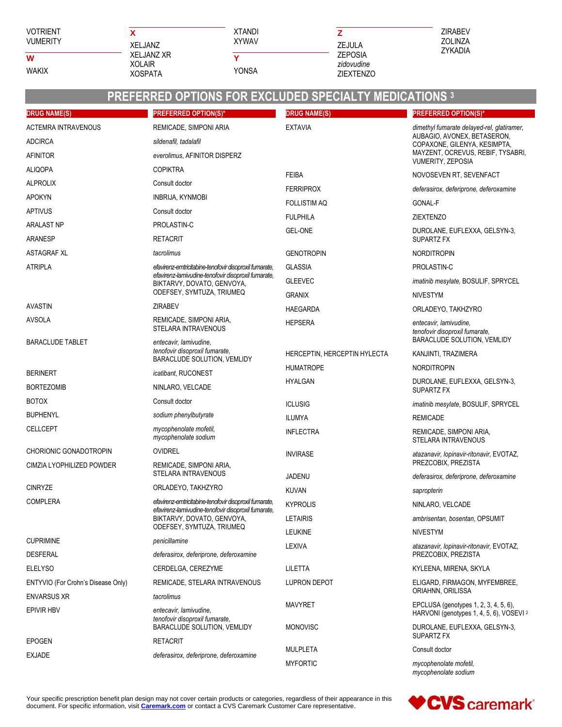VOTRIENT
VUMERITY

**W**

WAKIX

**X**

XELJANZ
XELJANZ XR
XOLAIR
XOSPATA
XTANDI
XYWAV

**Y**

YONSA

**Z**

ZEJULA
ZEPOSIA
*zidovudine*
ZIEXTENZO
ZIRABEV
ZOLINZA
ZYKADIA

## PREFERRED OPTIONS FOR EXCLUDED SPECIALTY MEDICATIONS [3]

| DRUG NAME(S) | PREFERRED OPTION(S)* |
|---|---|
| ACTEMRA INTRAVENOUS | REMICADE, SIMPONI ARIA |
| ADCIRCA | *sildenafil, tadalafil* |
| AFINITOR | *everolimus*, AFINITOR DISPERZ |
| ALIQOPA | COPIKTRA |
| ALPROLIX | Consult doctor |
| APOKYN | INBRIJA, KYNMOBI |
| APTIVUS | Consult doctor |
| ARALAST NP | PROLASTIN-C |
| ARANESP | RETACRIT |
| ASTAGRAF XL | *tacrolimus* |
| ATRIPLA | *efavirenz-emtricitabine-tenofovir disoproxil fumarate, efavirenz-lamivudine-tenofovir disoproxil fumarate*, BIKTARVY, DOVATO, GENVOYA, ODEFSEY, SYMTUZA, TRIUMEQ |
| AVASTIN | ZIRABEV |
| AVSOLA | REMICADE, SIMPONI ARIA, STELARA INTRAVENOUS |
| BARACLUDE TABLET | *entecavir, lamivudine, tenofovir disoproxil fumarate*, BARACLUDE SOLUTION, VEMLIDY |
| BERINERT | *icatibant*, RUCONEST |
| BORTEZOMIB | NINLARO, VELCADE |
| BOTOX | Consult doctor |
| BUPHENYL | *sodium phenylbutyrate* |
| CELLCEPT | *mycophenolate mofetil, mycophenolate sodium* |
| CHORIONIC GONADOTROPIN | OVIDREL |
| CIMZIA LYOPHILIZED POWDER | REMICADE, SIMPONI ARIA, STELARA INTRAVENOUS |
| CINRYZE | ORLADEYO, TAKHZYRO |
| COMPLERA | *efavirenz-emtricitabine-tenofovir disoproxil fumarate, efavirenz-lamivudine-tenofovir disoproxil fumarate*, BIKTARVY, DOVATO, GENVOYA, ODEFSEY, SYMTUZA, TRIUMEQ |
| CUPRIMINE | *penicillamine* |
| DESFERAL | *deferasirox, deferiprone, deferoxamine* |
| ELELYSO | CERDELGA, CEREZYME |
| ENTYVIO (For Crohn's Disease Only) | REMICADE, STELARA INTRAVENOUS |
| ENVARSUS XR | *tacrolimus* |
| EPIVIR HBV | *entecavir, lamivudine, tenofovir disoproxil fumarate*, BARACLUDE SOLUTION, VEMLIDY |
| EPOGEN | RETACRIT |
| EXJADE | *deferasirox, deferiprone, deferoxamine* |
| EXTAVIA | *dimethyl fumarate delayed-rel, glatiramer*, AUBAGIO, AVONEX, BETASERON, COPAXONE, GILENYA, KESIMPTA, MAYZENT, OCREVUS, REBIF, TYSABRI, VUMERITY, ZEPOSIA |
| FEIBA | NOVOSEVEN RT, SEVENFACT |
| FERRIPROX | *deferasirox, deferiprone, deferoxamine* |
| FOLLISTIM AQ | GONAL-F |
| FULPHILA | ZIEXTENZO |
| GEL-ONE | DUROLANE, EUFLEXXA, GELSYN-3, SUPARTZ FX |
| GENOTROPIN | NORDITROPIN |
| GLASSIA | PROLASTIN-C |
| GLEEVEC | *imatinib mesylate*, BOSULIF, SPRYCEL |
| GRANIX | NIVESTYM |
| HAEGARDA | ORLADEYO, TAKHZYRO |
| HEPSERA | *entecavir, lamivudine, tenofovir disoproxil fumarate*, BARACLUDE SOLUTION, VEMLIDY |
| HERCEPTIN, HERCEPTIN HYLECTA | KANJINTI, TRAZIMERA |
| HUMATROPE | NORDITROPIN |
| HYALGAN | DUROLANE, EUFLEXXA, GELSYN-3, SUPARTZ FX |
| ICLUSIG | *imatinib mesylate*, BOSULIF, SPRYCEL |
| ILUMYA | REMICADE |
| INFLECTRA | REMICADE, SIMPONI ARIA, STELARA INTRAVENOUS |
| INVIRASE | *atazanavir, lopinavir-ritonavir*, EVOTAZ, PREZCOBIX, PREZISTA |
| JADENU | *deferasirox, deferiprone, deferoxamine* |
| KUVAN | *sapropterin* |
| KYPROLIS | NINLARO, VELCADE |
| LETAIRIS | *ambrisentan, bosentan*, OPSUMIT |
| LEUKINE | NIVESTYM |
| LEXIVA | *atazanavir, lopinavir-ritonavir*, EVOTAZ, PREZCOBIX, PREZISTA |
| LILETTA | KYLEENA, MIRENA, SKYLA |
| LUPRON DEPOT | ELIGARD, FIRMAGON, MYFEMBREE, ORIAHNN, ORILISSA |
| MAVYRET | EPCLUSA (genotypes 1, 2, 3, 4, 5, 6), HARVONI (genotypes 1, 4, 5, 6), VOSEVI [2] |
| MONOVISC | DUROLANE, EUFLEXXA, GELSYN-3, SUPARTZ FX |
| MULPLETA | Consult doctor |
| MYFORTIC | *mycophenolate mofetil, mycophenolate sodium* |

Your specific prescription benefit plan design may not cover certain products or categories, regardless of their appearance in this document. For specific information, visit **Caremark.com** or contact a CVS Caremark Customer Care representative.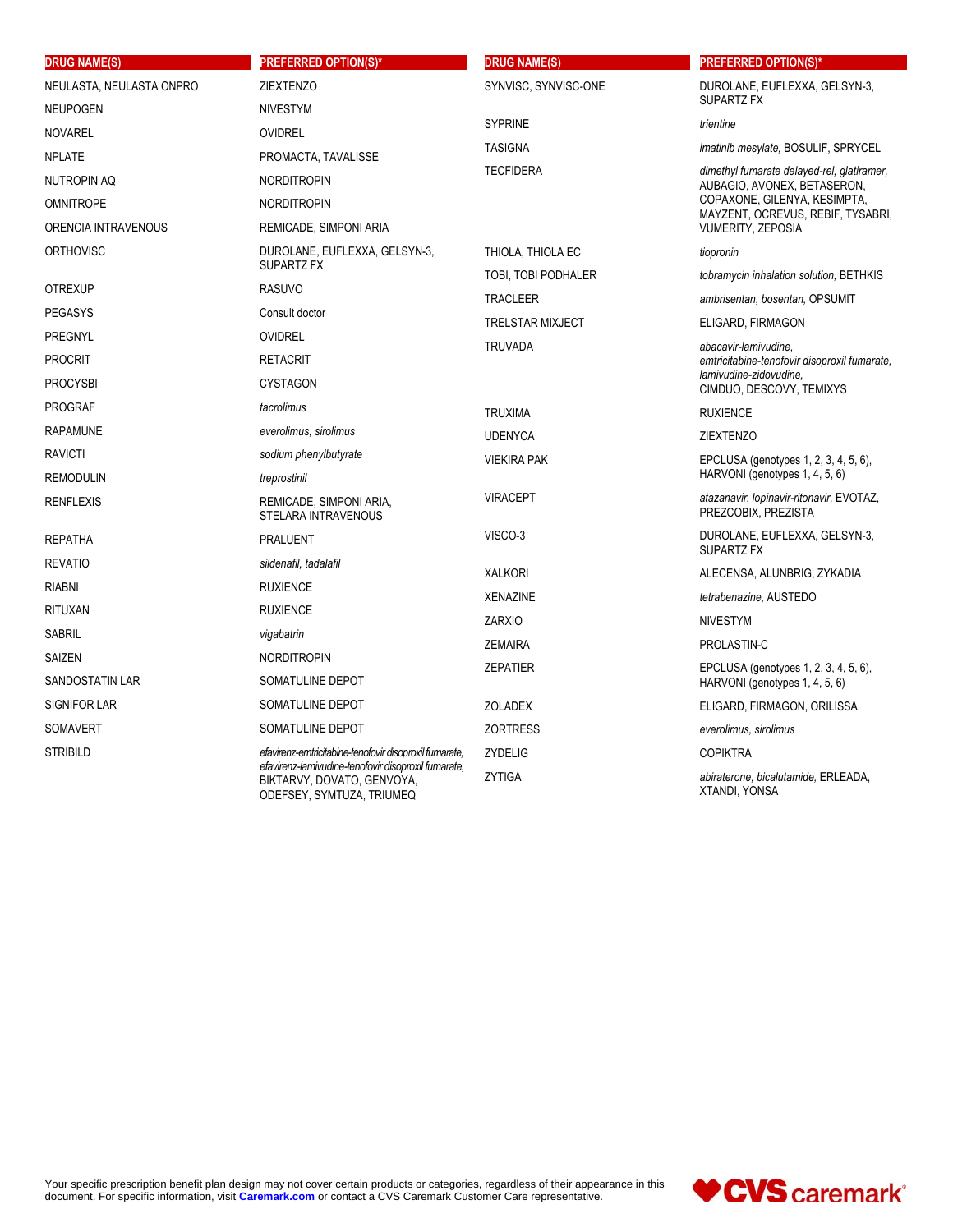| DRUG NAME(S) | PREFERRED OPTION(S)* |
|---|---|
| NEULASTA, NEULASTA ONPRO | ZIEXTENZO |
| NEUPOGEN | NIVESTYM |
| NOVAREL | OVIDREL |
| NPLATE | PROMACTA, TAVALISSE |
| NUTROPIN AQ | NORDITROPIN |
| OMNITROPE | NORDITROPIN |
| ORENCIA INTRAVENOUS | REMICADE, SIMPONI ARIA |
| ORTHOVISC | DUROLANE, EUFLEXXA, GELSYN-3, SUPARTZ FX |
| OTREXUP | RASUVO |
| PEGASYS | Consult doctor |
| PREGNYL | OVIDREL |
| PROCRIT | RETACRIT |
| PROCYSBI | CYSTAGON |
| PROGRAF | *tacrolimus* |
| RAPAMUNE | *everolimus, sirolimus* |
| RAVICTI | *sodium phenylbutyrate* |
| REMODULIN | *treprostinil* |
| RENFLEXIS | REMICADE, SIMPONI ARIA, STELARA INTRAVENOUS |
| REPATHA | PRALUENT |
| REVATIO | *sildenafil, tadalafil* |
| RIABNI | RUXIENCE |
| RITUXAN | RUXIENCE |
| SABRIL | *vigabatrin* |
| SAIZEN | NORDITROPIN |
| SANDOSTATIN LAR | SOMATULINE DEPOT |
| SIGNIFOR LAR | SOMATULINE DEPOT |
| SOMAVERT | SOMATULINE DEPOT |
| STRIBILD | *efavirenz-emtricitabine-tenofovir disoproxil fumarate, efavirenz-lamivudine-tenofovir disoproxil fumarate,* BIKTARVY, DOVATO, GENVOYA, ODEFSEY, SYMTUZA, TRIUMEQ |
| SYNVISC, SYNVISC-ONE | DUROLANE, EUFLEXXA, GELSYN-3, SUPARTZ FX |
| SYPRINE | *trientine* |
| TASIGNA | *imatinib mesylate,* BOSULIF, SPRYCEL |
| TECFIDERA | *dimethyl fumarate delayed-rel, glatiramer,* AUBAGIO, AVONEX, BETASERON, COPAXONE, GILENYA, KESIMPTA, MAYZENT, OCREVUS, REBIF, TYSABRI, VUMERITY, ZEPOSIA |
| THIOLA, THIOLA EC | *tiopronin* |
| TOBI, TOBI PODHALER | *tobramycin inhalation solution,* BETHKIS |
| TRACLEER | *ambrisentan, bosentan,* OPSUMIT |
| TRELSTAR MIXJECT | ELIGARD, FIRMAGON |
| TRUVADA | *abacavir-lamivudine, emtricitabine-tenofovir disoproxil fumarate, lamivudine-zidovudine,* CIMDUO, DESCOVY, TEMIXYS |
| TRUXIMA | RUXIENCE |
| UDENYCA | ZIEXTENZO |
| VIEKIRA PAK | EPCLUSA (genotypes 1, 2, 3, 4, 5, 6), HARVONI (genotypes 1, 4, 5, 6) |
| VIRACEPT | *atazanavir, lopinavir-ritonavir,* EVOTAZ, PREZCOBIX, PREZISTA |
| VISCO-3 | DUROLANE, EUFLEXXA, GELSYN-3, SUPARTZ FX |
| XALKORI | ALECENSA, ALUNBRIG, ZYKADIA |
| XENAZINE | *tetrabenazine,* AUSTEDO |
| ZARXIO | NIVESTYM |
| ZEMAIRA | PROLASTIN-C |
| ZEPATIER | EPCLUSA (genotypes 1, 2, 3, 4, 5, 6), HARVONI (genotypes 1, 4, 5, 6) |
| ZOLADEX | ELIGARD, FIRMAGON, ORILISSA |
| ZORTRESS | *everolimus, sirolimus* |
| ZYDELIG | COPIKTRA |
| ZYTIGA | *abiraterone, bicalutamide,* ERLEADA, XTANDI, YONSA |

Your specific prescription benefit plan design may not cover certain products or categories, regardless of their appearance in this document. For specific information, visit **Caremark.com** or contact a CVS Caremark Customer Care representative.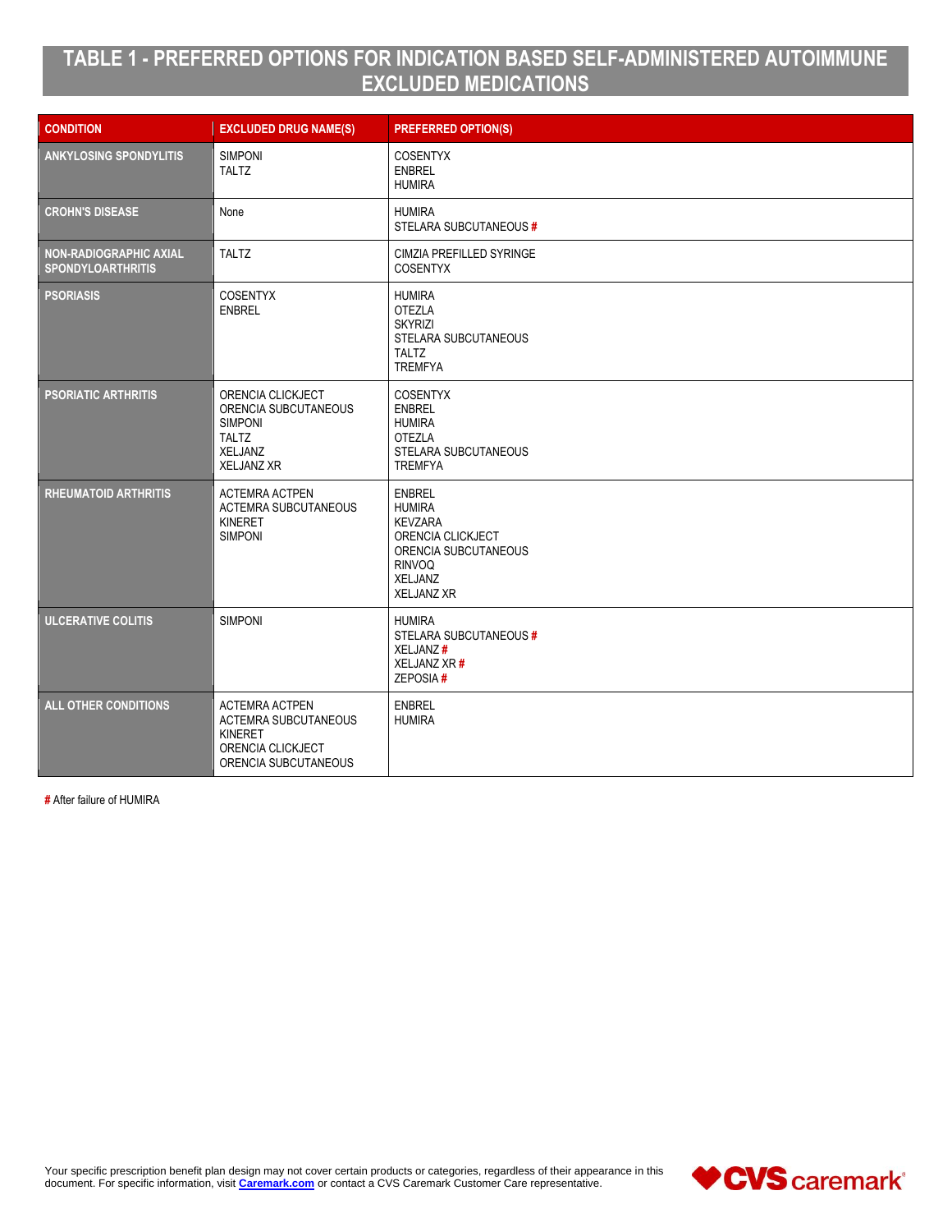# TABLE 1 - PREFERRED OPTIONS FOR INDICATION BASED SELF-ADMINISTERED AUTOIMMUNE EXCLUDED MEDICATIONS

| CONDITION | EXCLUDED DRUG NAME(S) | PREFERRED OPTION(S) |
|---|---|---|
| ANKYLOSING SPONDYLITIS | SIMPONI<br>TALTZ | COSENTYX<br>ENBREL<br>HUMIRA |
| CROHN'S DISEASE | None | HUMIRA<br>STELARA SUBCUTANEOUS # |
| NON-RADIOGRAPHIC AXIAL SPONDYLOARTHRITIS | TALTZ | CIMZIA PREFILLED SYRINGE<br>COSENTYX |
| PSORIASIS | COSENTYX<br>ENBREL | HUMIRA<br>OTEZLA<br>SKYRIZI<br>STELARA SUBCUTANEOUS<br>TALTZ<br>TREMFYA |
| PSORIATIC ARTHRITIS | ORENCIA CLICKJECT<br>ORENCIA SUBCUTANEOUS<br>SIMPONI<br>TALTZ<br>XELJANZ<br>XELJANZ XR | COSENTYX<br>ENBREL<br>HUMIRA<br>OTEZLA<br>STELARA SUBCUTANEOUS<br>TREMFYA |
| RHEUMATOID ARTHRITIS | ACTEMRA ACTPEN<br>ACTEMRA SUBCUTANEOUS<br>KINERET<br>SIMPONI | ENBREL<br>HUMIRA<br>KEVZARA<br>ORENCIA CLICKJECT<br>ORENCIA SUBCUTANEOUS<br>RINVOQ<br>XELJANZ<br>XELJANZ XR |
| ULCERATIVE COLITIS | SIMPONI | HUMIRA<br>STELARA SUBCUTANEOUS #<br>XELJANZ #<br>XELJANZ XR #<br>ZEPOSIA # |
| ALL OTHER CONDITIONS | ACTEMRA ACTPEN<br>ACTEMRA SUBCUTANEOUS<br>KINERET<br>ORENCIA CLICKJECT<br>ORENCIA SUBCUTANEOUS | ENBREL<br>HUMIRA |

# After failure of HUMIRA

Your specific prescription benefit plan design may not cover certain products or categories, regardless of their appearance in this document. For specific information, visit Caremark.com or contact a CVS Caremark Customer Care representative.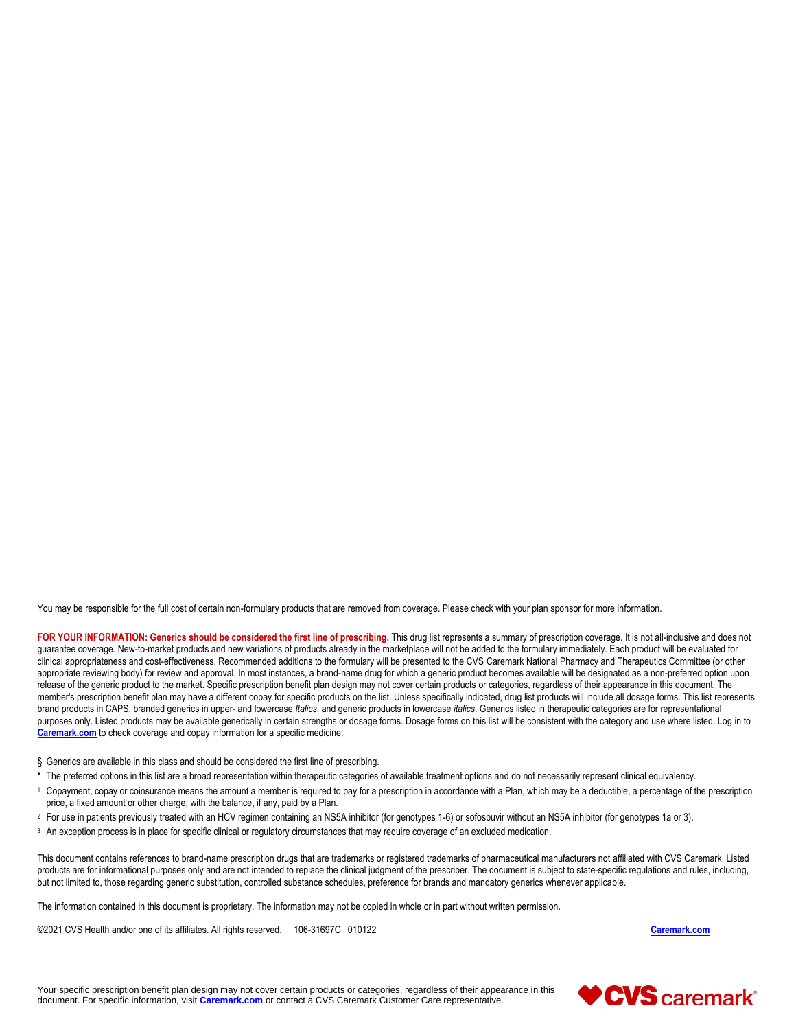You may be responsible for the full cost of certain non-formulary products that are removed from coverage. Please check with your plan sponsor for more information.

**FOR YOUR INFORMATION: Generics should be considered the first line of prescribing.** This drug list represents a summary of prescription coverage. It is not all-inclusive and does not guarantee coverage. New-to-market products and new variations of products already in the marketplace will not be added to the formulary immediately. Each product will be evaluated for clinical appropriateness and cost-effectiveness. Recommended additions to the formulary will be presented to the CVS Caremark National Pharmacy and Therapeutics Committee (or other appropriate reviewing body) for review and approval. In most instances, a brand-name drug for which a generic product becomes available will be designated as a non-preferred option upon release of the generic product to the market. Specific prescription benefit plan design may not cover certain products or categories, regardless of their appearance in this document. The member's prescription benefit plan may have a different copay for specific products on the list. Unless specifically indicated, drug list products will include all dosage forms. This list represents brand products in CAPS, branded generics in upper- and lowercase *Italics*, and generic products in lowercase *italics*. Generics listed in therapeutic categories are for representational purposes only. Listed products may be available generically in certain strengths or dosage forms. Dosage forms on this list will be consistent with the category and use where listed. Log in to **Caremark.com** to check coverage and copay information for a specific medicine.

§ Generics are available in this class and should be considered the first line of prescribing.

**\*** The preferred options in this list are a broad representation within therapeutic categories of available treatment options and do not necessarily represent clinical equivalency.

[1] Copayment, copay or coinsurance means the amount a member is required to pay for a prescription in accordance with a Plan, which may be a deductible, a percentage of the prescription price, a fixed amount or other charge, with the balance, if any, paid by a Plan.

[2] For use in patients previously treated with an HCV regimen containing an NS5A inhibitor (for genotypes 1-6) or sofosbuvir without an NS5A inhibitor (for genotypes 1a or 3).

[3] An exception process is in place for specific clinical or regulatory circumstances that may require coverage of an excluded medication.

This document contains references to brand-name prescription drugs that are trademarks or registered trademarks of pharmaceutical manufacturers not affiliated with CVS Caremark. Listed products are for informational purposes only and are not intended to replace the clinical judgment of the prescriber. The document is subject to state-specific regulations and rules, including, but not limited to, those regarding generic substitution, controlled substance schedules, preference for brands and mandatory generics whenever applicable.

The information contained in this document is proprietary. The information may not be copied in whole or in part without written permission.

©2021 CVS Health and/or one of its affiliates. All rights reserved. 106-31697C 010122 **Caremark.com**

Your specific prescription benefit plan design may not cover certain products or categories, regardless of their appearance in this document. For specific information, visit **Caremark.com** or contact a CVS Caremark Customer Care representative.

CVS caremark®